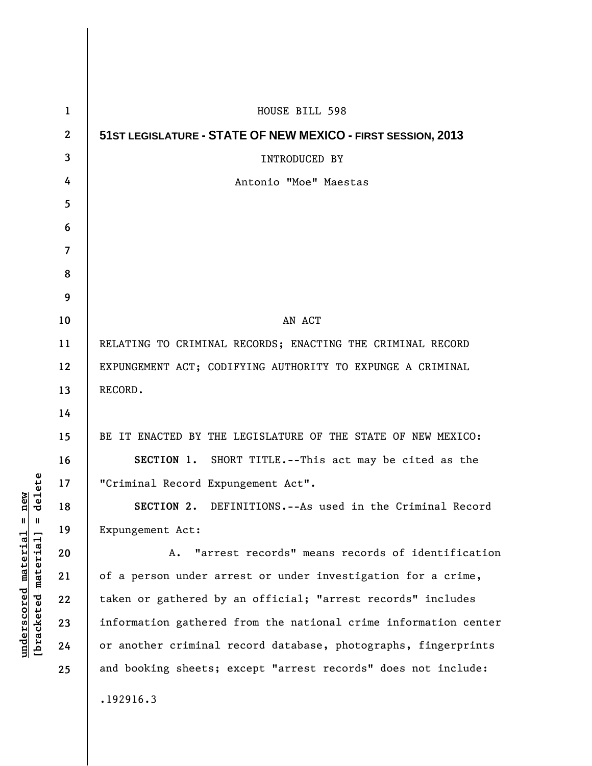HOUSE BILL 598

**51ST LEGISLATURE - STATE OF NEW MEXICO - FIRST SESSION, 2013**

INTRODUCED BY

Antonio "Moe" Maestas

AN ACT

RELATING TO CRIMINAL RECORDS; ENACTING THE CRIMINAL RECORD EXPUNGEMENT ACT; CODIFYING AUTHORITY TO EXPUNGE A CRIMINAL RECORD.

BE IT ENACTED BY THE LEGISLATURE OF THE STATE OF NEW MEXICO:

**SECTION 1.** SHORT TITLE.--This act may be cited as the "Criminal Record Expungement Act".

**SECTION 2.** DEFINITIONS.--As used in the Criminal Record Expungement Act:

A. "arrest records" means records of identification of a person under arrest or under investigation for a crime, taken or gathered by an official; "arrest records" includes information gathered from the national crime information center or another criminal record database, photographs, fingerprints and booking sheets; except "arrest records" does not include:

.192916.3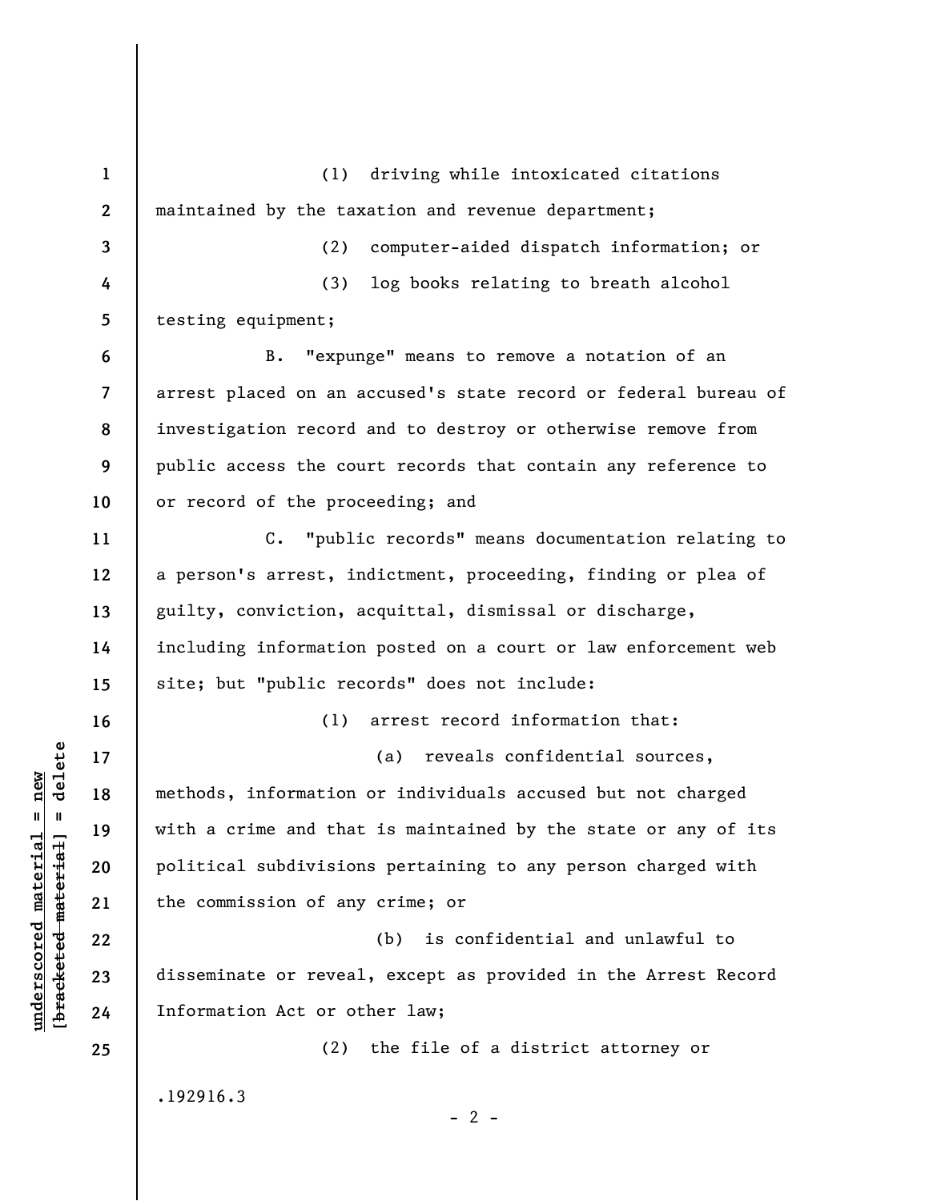(1) driving while intoxicated citations maintained by the taxation and revenue department;

(2) computer-aided dispatch information; or

(3) log books relating to breath alcohol testing equipment;

B. "expunge" means to remove a notation of an arrest placed on an accused's state record or federal bureau of investigation record and to destroy or otherwise remove from public access the court records that contain any reference to or record of the proceeding; and

C. "public records" means documentation relating to a person's arrest, indictment, proceeding, finding or plea of guilty, conviction, acquittal, dismissal or discharge, including information posted on a court or law enforcement web site; but "public records" does not include:

(1) arrest record information that:

(a) reveals confidential sources, methods, information or individuals accused but not charged with a crime and that is maintained by the state or any of its political subdivisions pertaining to any person charged with the commission of any crime; or

(b) is confidential and unlawful to disseminate or reveal, except as provided in the Arrest Record Information Act or other law;

(2) the file of a district attorney or

.192916.3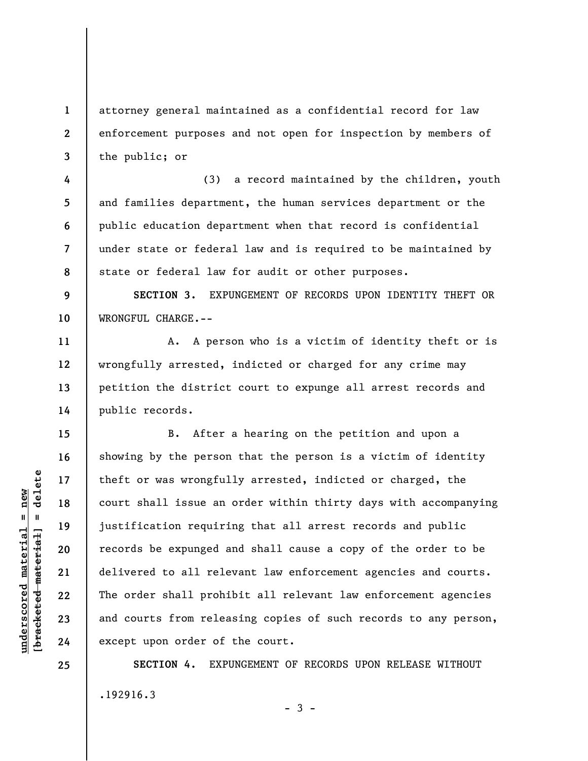attorney general maintained as a confidential record for law enforcement purposes and not open for inspection by members of the public; or

(3) a record maintained by the children, youth and families department, the human services department or the public education department when that record is confidential under state or federal law and is required to be maintained by state or federal law for audit or other purposes.

**SECTION 3.** EXPUNGEMENT OF RECORDS UPON IDENTITY THEFT OR WRONGFUL CHARGE.--

A. A person who is a victim of identity theft or is wrongfully arrested, indicted or charged for any crime may petition the district court to expunge all arrest records and public records.

B. After a hearing on the petition and upon a showing by the person that the person is a victim of identity theft or was wrongfully arrested, indicted or charged, the court shall issue an order within thirty days with accompanying justification requiring that all arrest records and public records be expunged and shall cause a copy of the order to be delivered to all relevant law enforcement agencies and courts. The order shall prohibit all relevant law enforcement agencies and courts from releasing copies of such records to any person, except upon order of the court.

**SECTION 4.** EXPUNGEMENT OF RECORDS UPON RELEASE WITHOUT

.192916.3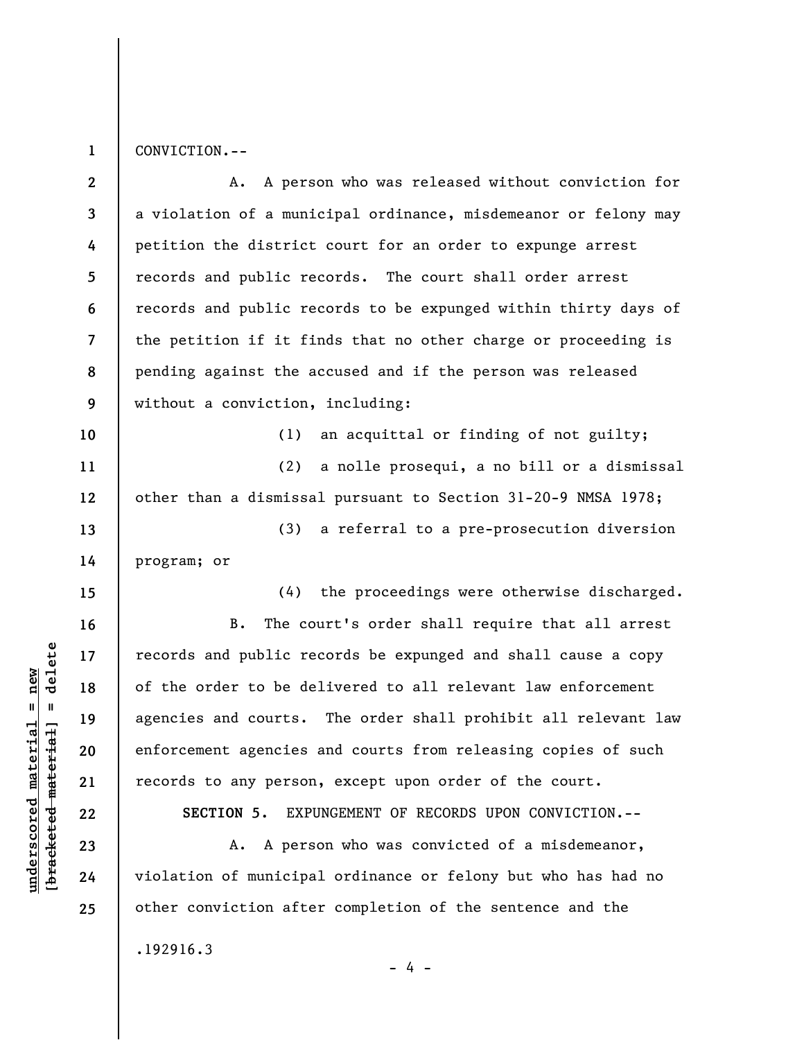CONVICTION.--

A. A person who was released without conviction for a violation of a municipal ordinance, misdemeanor or felony may petition the district court for an order to expunge arrest records and public records. The court shall order arrest records and public records to be expunged within thirty days of the petition if it finds that no other charge or proceeding is pending against the accused and if the person was released without a conviction, including:

(1) an acquittal or finding of not guilty;

(2) a nolle prosequi, a no bill or a dismissal other than a dismissal pursuant to Section 31-20-9 NMSA 1978;

(3) a referral to a pre-prosecution diversion program; or

(4) the proceedings were otherwise discharged.

B. The court's order shall require that all arrest records and public records be expunged and shall cause a copy of the order to be delivered to all relevant law enforcement agencies and courts. The order shall prohibit all relevant law enforcement agencies and courts from releasing copies of such records to any person, except upon order of the court.

**SECTION 5.** EXPUNGEMENT OF RECORDS UPON CONVICTION.--

A. A person who was convicted of a misdemeanor, violation of municipal ordinance or felony but who has had no other conviction after completion of the sentence and the

.192916.3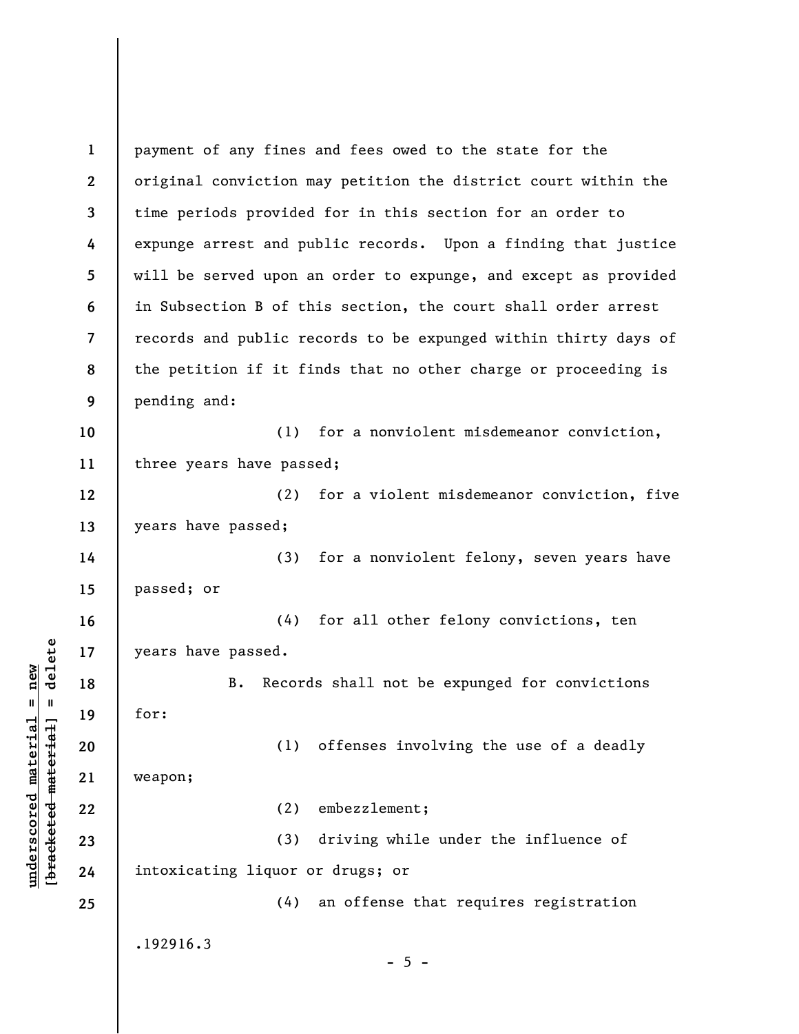payment of any fines and fees owed to the state for the original conviction may petition the district court within the time periods provided for in this section for an order to expunge arrest and public records. Upon a finding that justice will be served upon an order to expunge, and except as provided in Subsection B of this section, the court shall order arrest records and public records to be expunged within thirty days of the petition if it finds that no other charge or proceeding is pending and:

(1) for a nonviolent misdemeanor conviction, three years have passed;

(2) for a violent misdemeanor conviction, five years have passed;

(3) for a nonviolent felony, seven years have passed; or

(4) for all other felony convictions, ten years have passed.

B. Records shall not be expunged for convictions for:

(1) offenses involving the use of a deadly weapon;

(2) embezzlement;

(3) driving while under the influence of intoxicating liquor or drugs; or

(4) an offense that requires registration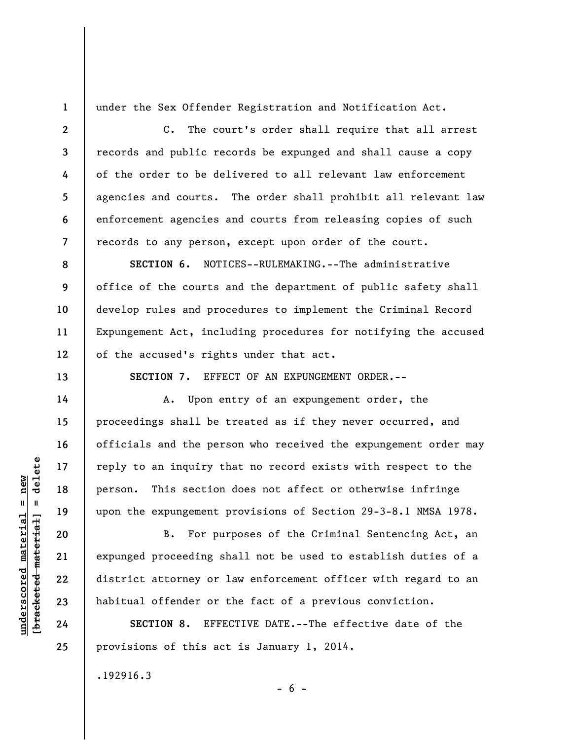under the Sex Offender Registration and Notification Act.

C. The court's order shall require that all arrest records and public records be expunged and shall cause a copy of the order to be delivered to all relevant law enforcement agencies and courts. The order shall prohibit all relevant law enforcement agencies and courts from releasing copies of such records to any person, except upon order of the court.

**SECTION 6.** NOTICES--RULEMAKING.--The administrative office of the courts and the department of public safety shall develop rules and procedures to implement the Criminal Record Expungement Act, including procedures for notifying the accused of the accused's rights under that act.

**SECTION 7.** EFFECT OF AN EXPUNGEMENT ORDER.--

A. Upon entry of an expungement order, the proceedings shall be treated as if they never occurred, and officials and the person who received the expungement order may reply to an inquiry that no record exists with respect to the person. This section does not affect or otherwise infringe upon the expungement provisions of Section 29-3-8.1 NMSA 1978.

B. For purposes of the Criminal Sentencing Act, an expunged proceeding shall not be used to establish duties of a district attorney or law enforcement officer with regard to an habitual offender or the fact of a previous conviction.

**SECTION 8.** EFFECTIVE DATE.--The effective date of the provisions of this act is January 1, 2014.

.192916.3